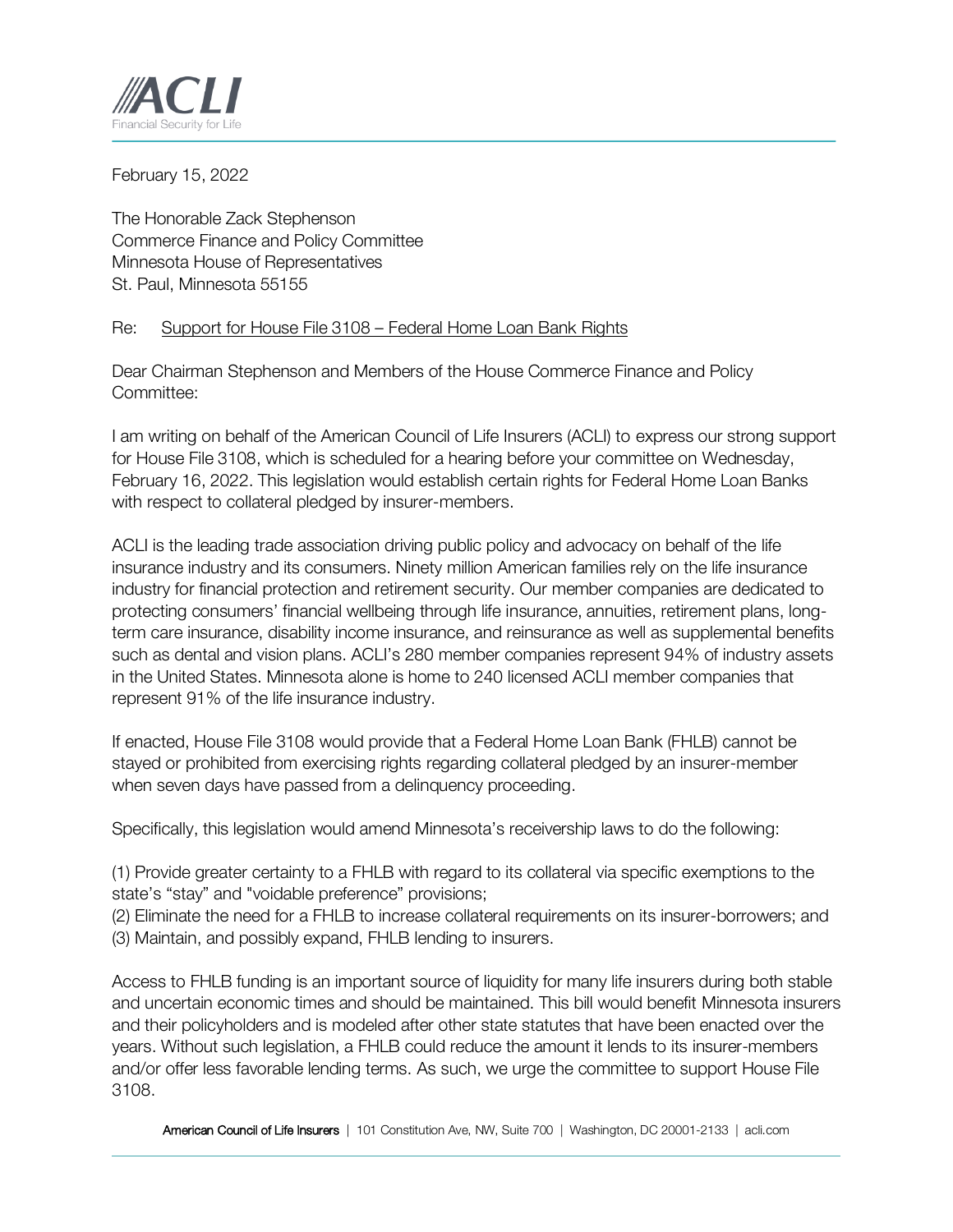**ACLI**
Financial Security for Life

February 15, 2022

The Honorable Zack Stephenson
Commerce Finance and Policy Committee
Minnesota House of Representatives
St. Paul, Minnesota 55155

Re: Support for House File 3108 – Federal Home Loan Bank Rights

Dear Chairman Stephenson and Members of the House Commerce Finance and Policy Committee:

I am writing on behalf of the American Council of Life Insurers (ACLI) to express our strong support for House File 3108, which is scheduled for a hearing before your committee on Wednesday, February 16, 2022. This legislation would establish certain rights for Federal Home Loan Banks with respect to collateral pledged by insurer-members.

ACLI is the leading trade association driving public policy and advocacy on behalf of the life insurance industry and its consumers. Ninety million American families rely on the life insurance industry for financial protection and retirement security. Our member companies are dedicated to protecting consumers' financial wellbeing through life insurance, annuities, retirement plans, long-term care insurance, disability income insurance, and reinsurance as well as supplemental benefits such as dental and vision plans. ACLI's 280 member companies represent 94% of industry assets in the United States. Minnesota alone is home to 240 licensed ACLI member companies that represent 91% of the life insurance industry.

If enacted, House File 3108 would provide that a Federal Home Loan Bank (FHLB) cannot be stayed or prohibited from exercising rights regarding collateral pledged by an insurer-member when seven days have passed from a delinquency proceeding.

Specifically, this legislation would amend Minnesota's receivership laws to do the following:

(1) Provide greater certainty to a FHLB with regard to its collateral via specific exemptions to the state's "stay" and "voidable preference" provisions;
(2) Eliminate the need for a FHLB to increase collateral requirements on its insurer-borrowers; and
(3) Maintain, and possibly expand, FHLB lending to insurers.

Access to FHLB funding is an important source of liquidity for many life insurers during both stable and uncertain economic times and should be maintained. This bill would benefit Minnesota insurers and their policyholders and is modeled after other state statutes that have been enacted over the years. Without such legislation, a FHLB could reduce the amount it lends to its insurer-members and/or offer less favorable lending terms. As such, we urge the committee to support House File 3108.

American Council of Life Insurers | 101 Constitution Ave, NW, Suite 700 | Washington, DC 20001-2133 | acli.com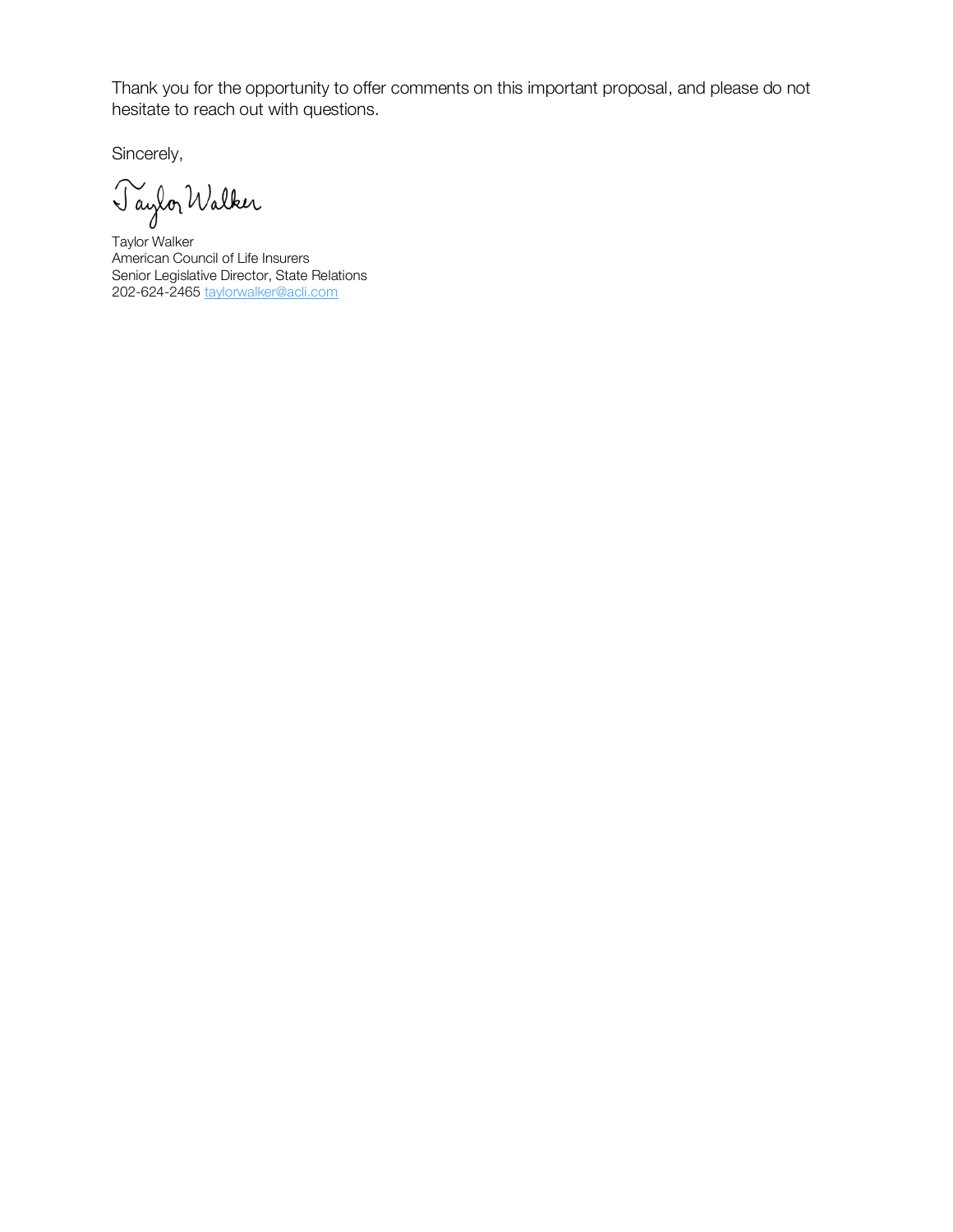Thank you for the opportunity to offer comments on this important proposal, and please do not hesitate to reach out with questions.

Sincerely,

Taylor Walker

Taylor Walker
American Council of Life Insurers
Senior Legislative Director, State Relations
202-624-2465 taylorwalker@acli.com